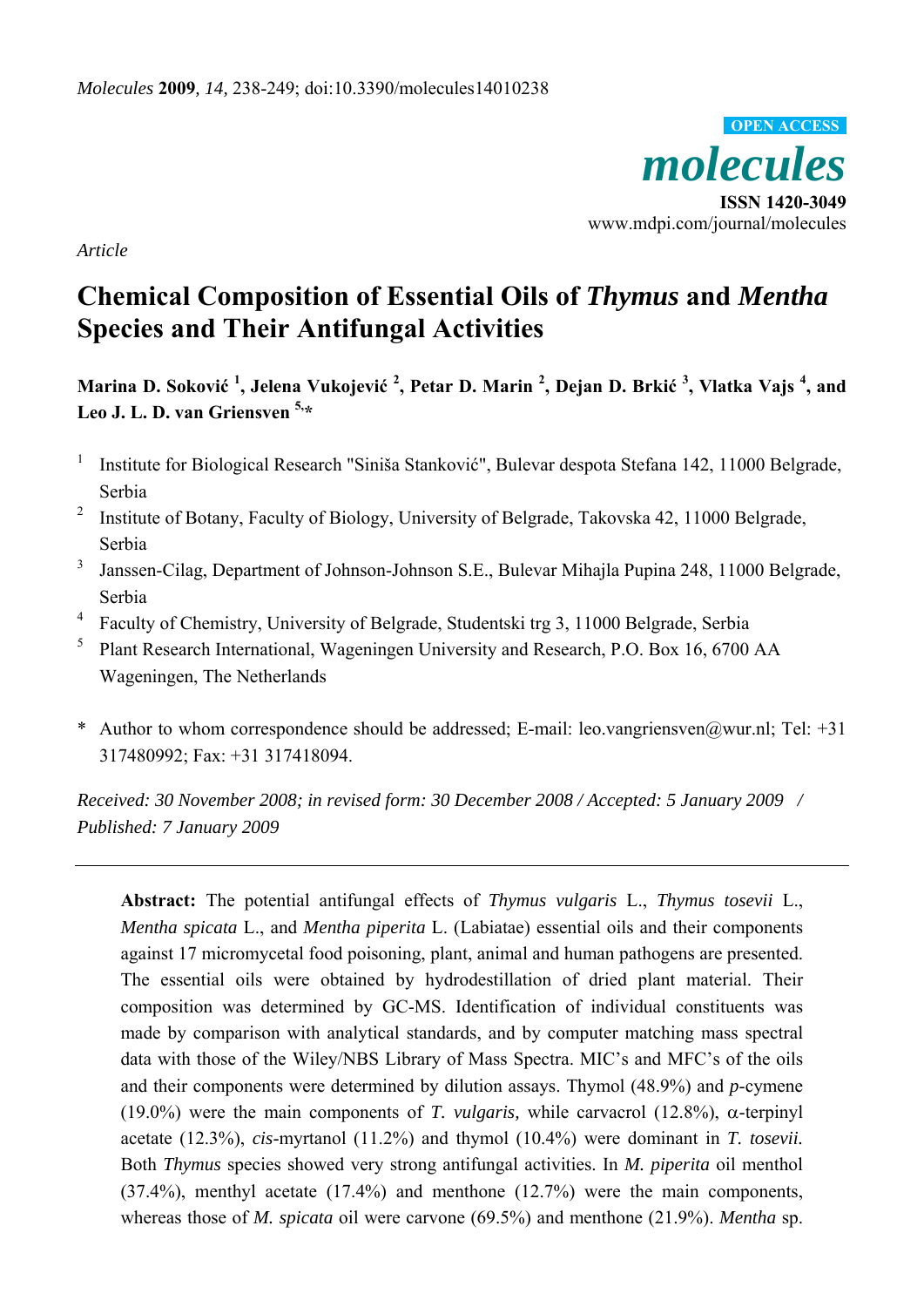*Article*

# Chemical Composition of Essential Oils of *Thymus* and *Mentha* Species and Their Antifungal Activities

**Marina D. Soković [1], Jelena Vukojević [2], Petar D. Marin [2], Dejan D. Brkić [3], Vlatka Vajs [4], and Leo J. L. D. van Griensven [5,*]**

[1] Institute for Biological Research "Siniša Stanković", Bulevar despota Stefana 142, 11000 Belgrade, Serbia

[2] Institute of Botany, Faculty of Biology, University of Belgrade, Takovska 42, 11000 Belgrade, Serbia

[3] Janssen-Cilag, Department of Johnson-Johnson S.E., Bulevar Mihajla Pupina 248, 11000 Belgrade, Serbia

[4] Faculty of Chemistry, University of Belgrade, Studentski trg 3, 11000 Belgrade, Serbia

[5] Plant Research International, Wageningen University and Research, P.O. Box 16, 6700 AA Wageningen, The Netherlands

\* Author to whom correspondence should be addressed; E-mail: leo.vangriensven@wur.nl; Tel: +31 317480992; Fax: +31 317418094.

*Received: 30 November 2008; in revised form: 30 December 2008 / Accepted: 5 January 2009 / Published: 7 January 2009*

---

**Abstract:** The potential antifungal effects of *Thymus vulgaris* L., *Thymus tosevii* L., *Mentha spicata* L., and *Mentha piperita* L. (Labiatae) essential oils and their components against 17 micromycetal food poisoning, plant, animal and human pathogens are presented. The essential oils were obtained by hydrodestillation of dried plant material. Their composition was determined by GC-MS. Identification of individual constituents was made by comparison with analytical standards, and by computer matching mass spectral data with those of the Wiley/NBS Library of Mass Spectra. MIC's and MFC's of the oils and their components were determined by dilution assays. Thymol (48.9%) and *p*-cymene (19.0%) were the main components of *T. vulgaris,* while carvacrol (12.8%), α-terpinyl acetate (12.3%), *cis*-myrtanol (11.2%) and thymol (10.4%) were dominant in *T. tosevii.* Both *Thymus* species showed very strong antifungal activities. In *M. piperita* oil menthol (37.4%), menthyl acetate (17.4%) and menthone (12.7%) were the main components, whereas those of *M. spicata* oil were carvone (69.5%) and menthone (21.9%). *Mentha* sp.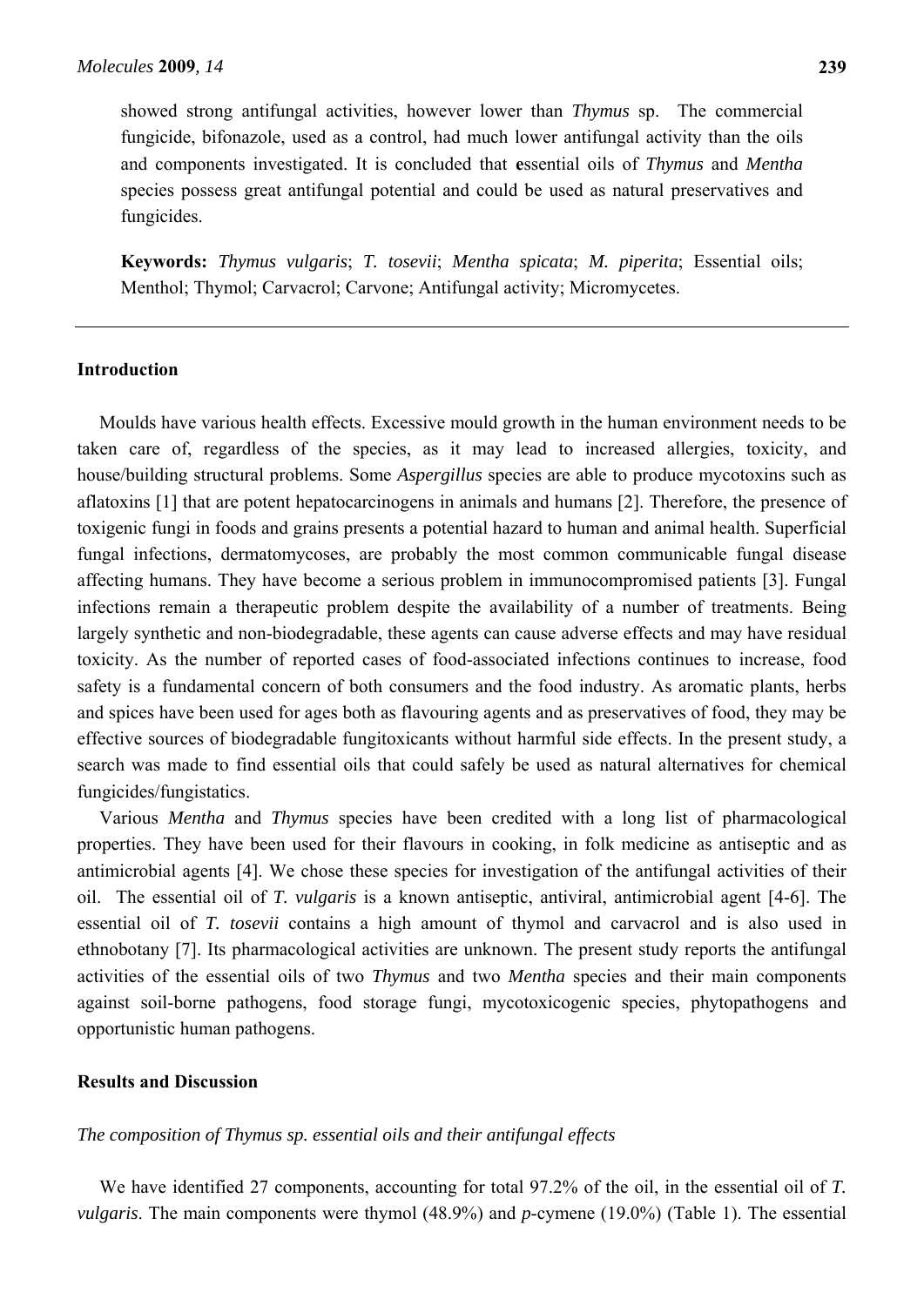showed strong antifungal activities, however lower than *Thymus* sp. The commercial fungicide, bifonazole, used as a control, had much lower antifungal activity than the oils and components investigated. It is concluded that **e**ssential oils of *Thymus* and *Mentha* species possess great antifungal potential and could be used as natural preservatives and fungicides.

**Keywords:** *Thymus vulgaris*; *T. tosevii*; *Mentha spicata*; *M. piperita*; Essential oils; Menthol; Thymol; Carvacrol; Carvone; Antifungal activity; Micromycetes.

## Introduction

Moulds have various health effects. Excessive mould growth in the human environment needs to be taken care of, regardless of the species, as it may lead to increased allergies, toxicity, and house/building structural problems. Some *Aspergillus* species are able to produce mycotoxins such as aflatoxins [1] that are potent hepatocarcinogens in animals and humans [2]. Therefore, the presence of toxigenic fungi in foods and grains presents a potential hazard to human and animal health. Superficial fungal infections, dermatomycoses, are probably the most common communicable fungal disease affecting humans. They have become a serious problem in immunocompromised patients [3]. Fungal infections remain a therapeutic problem despite the availability of a number of treatments. Being largely synthetic and non-biodegradable, these agents can cause adverse effects and may have residual toxicity. As the number of reported cases of food-associated infections continues to increase, food safety is a fundamental concern of both consumers and the food industry. As aromatic plants, herbs and spices have been used for ages both as flavouring agents and as preservatives of food, they may be effective sources of biodegradable fungitoxicants without harmful side effects. In the present study, a search was made to find essential oils that could safely be used as natural alternatives for chemical fungicides/fungistatics.

Various *Mentha* and *Thymus* species have been credited with a long list of pharmacological properties. They have been used for their flavours in cooking, in folk medicine as antiseptic and as antimicrobial agents [4]. We chose these species for investigation of the antifungal activities of their oil. The essential oil of *T. vulgaris* is a known antiseptic, antiviral, antimicrobial agent [4-6]. The essential oil of *T. tosevii* contains a high amount of thymol and carvacrol and is also used in ethnobotany [7]. Its pharmacological activities are unknown. The present study reports the antifungal activities of the essential oils of two *Thymus* and two *Mentha* species and their main components against soil-borne pathogens, food storage fungi, mycotoxicogenic species, phytopathogens and opportunistic human pathogens.

## Results and Discussion

### *The composition of Thymus sp. essential oils and their antifungal effects*

We have identified 27 components, accounting for total 97.2% of the oil, in the essential oil of *T. vulgaris*. The main components were thymol (48.9%) and *p*-cymene (19.0%) (Table 1). The essential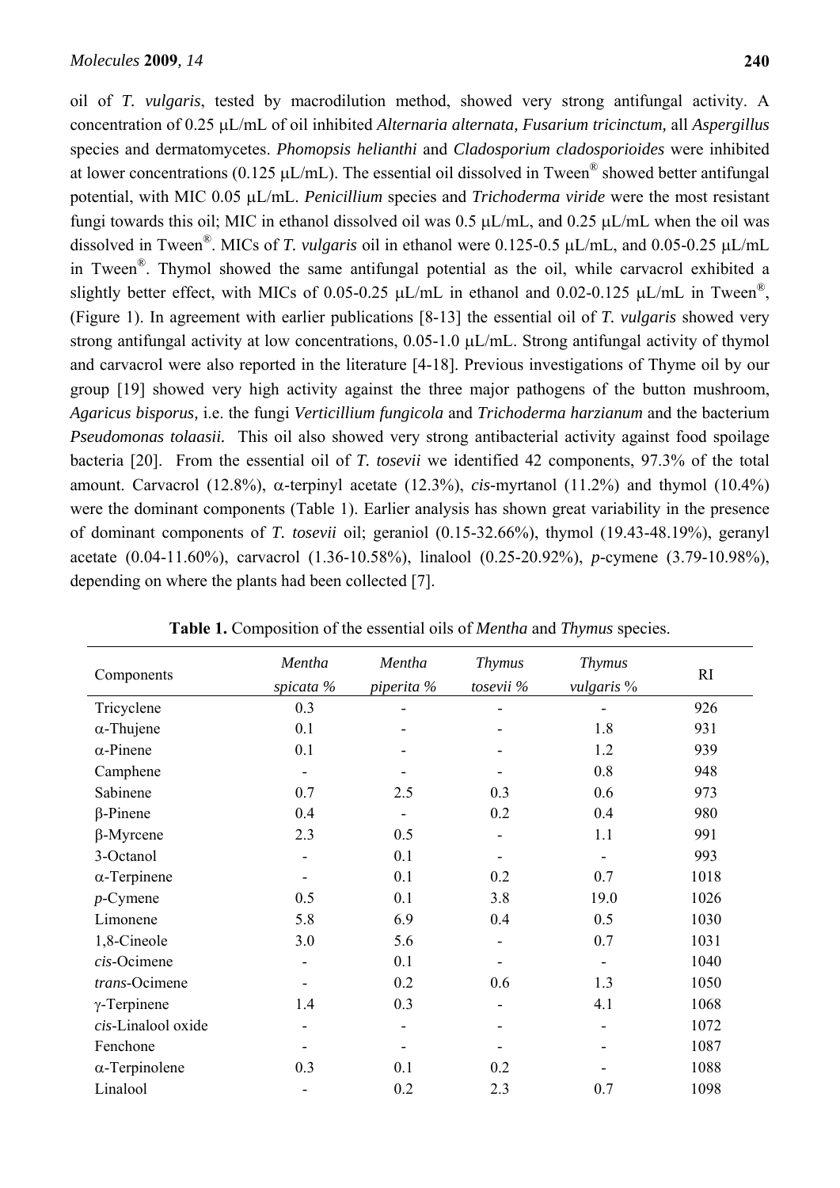oil of *T. vulgaris*, tested by macrodilution method, showed very strong antifungal activity. A concentration of 0.25 μL/mL of oil inhibited *Alternaria alternata, Fusarium tricinctum,* all *Aspergillus* species and dermatomycetes. *Phomopsis helianthi* and *Cladosporium cladosporioides* were inhibited at lower concentrations (0.125 μL/mL). The essential oil dissolved in Tween® showed better antifungal potential, with MIC 0.05 μL/mL. *Penicillium* species and *Trichoderma viride* were the most resistant fungi towards this oil; MIC in ethanol dissolved oil was 0.5 μL/mL, and 0.25 μL/mL when the oil was dissolved in Tween®. MICs of *T. vulgaris* oil in ethanol were 0.125-0.5 μL/mL, and 0.05-0.25 μL/mL in Tween®. Thymol showed the same antifungal potential as the oil, while carvacrol exhibited a slightly better effect, with MICs of 0.05-0.25 μL/mL in ethanol and 0.02-0.125 μL/mL in Tween®, (Figure 1). In agreement with earlier publications [8-13] the essential oil of *T. vulgaris* showed very strong antifungal activity at low concentrations, 0.05-1.0 μL/mL. Strong antifungal activity of thymol and carvacrol were also reported in the literature [4-18]. Previous investigations of Thyme oil by our group [19] showed very high activity against the three major pathogens of the button mushroom, *Agaricus bisporus,* i.e. the fungi *Verticillium fungicola* and *Trichoderma harzianum* and the bacterium *Pseudomonas tolaasii.* This oil also showed very strong antibacterial activity against food spoilage bacteria [20]. From the essential oil of *T. tosevii* we identified 42 components, 97.3% of the total amount. Carvacrol (12.8%), α-terpinyl acetate (12.3%), *cis*-myrtanol (11.2%) and thymol (10.4%) were the dominant components (Table 1). Earlier analysis has shown great variability in the presence of dominant components of *T. tosevii* oil; geraniol (0.15-32.66%), thymol (19.43-48.19%), geranyl acetate (0.04-11.60%), carvacrol (1.36-10.58%), linalool (0.25-20.92%), *p*-cymene (3.79-10.98%), depending on where the plants had been collected [7].

**Table 1.** Composition of the essential oils of *Mentha* and *Thymus* species.

| Components | *Mentha spicata* % | *Mentha piperita* % | *Thymus tosevii* % | *Thymus vulgaris* % | RI |
|---|---|---|---|---|---|
| Tricyclene | 0.3 | - | - | - | 926 |
| α-Thujene | 0.1 | - | - | 1.8 | 931 |
| α-Pinene | 0.1 | - | - | 1.2 | 939 |
| Camphene | - | - | - | 0.8 | 948 |
| Sabinene | 0.7 | 2.5 | 0.3 | 0.6 | 973 |
| β-Pinene | 0.4 | - | 0.2 | 0.4 | 980 |
| β-Myrcene | 2.3 | 0.5 | - | 1.1 | 991 |
| 3-Octanol | - | 0.1 | - | - | 993 |
| α-Terpinene | - | 0.1 | 0.2 | 0.7 | 1018 |
| *p*-Cymene | 0.5 | 0.1 | 3.8 | 19.0 | 1026 |
| Limonene | 5.8 | 6.9 | 0.4 | 0.5 | 1030 |
| 1,8-Cineole | 3.0 | 5.6 | - | 0.7 | 1031 |
| *cis*-Ocimene | - | 0.1 | - | - | 1040 |
| *trans*-Ocimene | - | 0.2 | 0.6 | 1.3 | 1050 |
| γ-Terpinene | 1.4 | 0.3 | - | 4.1 | 1068 |
| *cis*-Linalool oxide | - | - | - | - | 1072 |
| Fenchone | - | - | - | - | 1087 |
| α-Terpinolene | 0.3 | 0.1 | 0.2 | - | 1088 |
| Linalool | - | 0.2 | 2.3 | 0.7 | 1098 |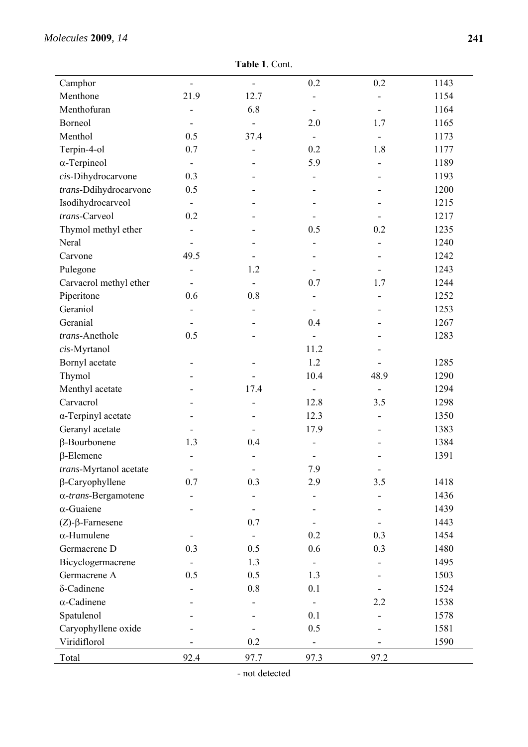**Table 1**. Cont.

| | | | | | |
|---|---|---|---|---|---|
| Camphor | - | - | 0.2 | 0.2 | 1143 |
| Menthone | 21.9 | 12.7 | - | - | 1154 |
| Menthofuran | - | 6.8 | - | - | 1164 |
| Borneol | - | - | 2.0 | 1.7 | 1165 |
| Menthol | 0.5 | 37.4 | - | - | 1173 |
| Terpin-4-ol | 0.7 | - | 0.2 | 1.8 | 1177 |
| α-Terpineol | - | - | 5.9 | - | 1189 |
| *cis*-Dihydrocarvone | 0.3 | - | - | - | 1193 |
| *trans*-Ddihydrocarvone | 0.5 | - | - | - | 1200 |
| Isodihydrocarveol | - | - | - | - | 1215 |
| *trans*-Carveol | 0.2 | - | - | - | 1217 |
| Thymol methyl ether | - | - | 0.5 | 0.2 | 1235 |
| Neral | - | - | - | - | 1240 |
| Carvone | 49.5 | - | - | - | 1242 |
| Pulegone | - | 1.2 | - | - | 1243 |
| Carvacrol methyl ether | - | - | 0.7 | 1.7 | 1244 |
| Piperitone | 0.6 | 0.8 | - | - | 1252 |
| Geraniol | - | - | - | - | 1253 |
| Geranial | - | - | 0.4 | - | 1267 |
| *trans*-Anethole | 0.5 | - | - | - | 1283 |
| *cis*-Myrtanol | | | 11.2 | - | |
| Bornyl acetate | - | - | 1.2 | - | 1285 |
| Thymol | - | - | 10.4 | 48.9 | 1290 |
| Menthyl acetate | - | 17.4 | - | - | 1294 |
| Carvacrol | - | - | 12.8 | 3.5 | 1298 |
| α-Terpinyl acetate | - | - | 12.3 | - | 1350 |
| Geranyl acetate | - | - | 17.9 | - | 1383 |
| β-Bourbonene | 1.3 | 0.4 | - | - | 1384 |
| β-Elemene | - | - | - | - | 1391 |
| *trans*-Myrtanol acetate | - | - | 7.9 | - | |
| β-Caryophyllene | 0.7 | 0.3 | 2.9 | 3.5 | 1418 |
| α-*trans*-Bergamotene | - | - | - | - | 1436 |
| α-Guaiene | - | - | - | - | 1439 |
| (*Z*)-β-Farnesene | | 0.7 | - | - | 1443 |
| α-Humulene | - | - | 0.2 | 0.3 | 1454 |
| Germacrene D | 0.3 | 0.5 | 0.6 | 0.3 | 1480 |
| Bicyclogermacrene | - | 1.3 | - | - | 1495 |
| Germacrene A | 0.5 | 0.5 | 1.3 | - | 1503 |
| δ-Cadinene | - | 0.8 | 0.1 | - | 1524 |
| α-Cadinene | - | - | - | 2.2 | 1538 |
| Spatulenol | - | - | 0.1 | - | 1578 |
| Caryophyllene oxide | - | - | 0.5 | - | 1581 |
| Viridiflorol | - | 0.2 | - | - | 1590 |
| Total | 92.4 | 97.7 | 97.3 | 97.2 | |

- not detected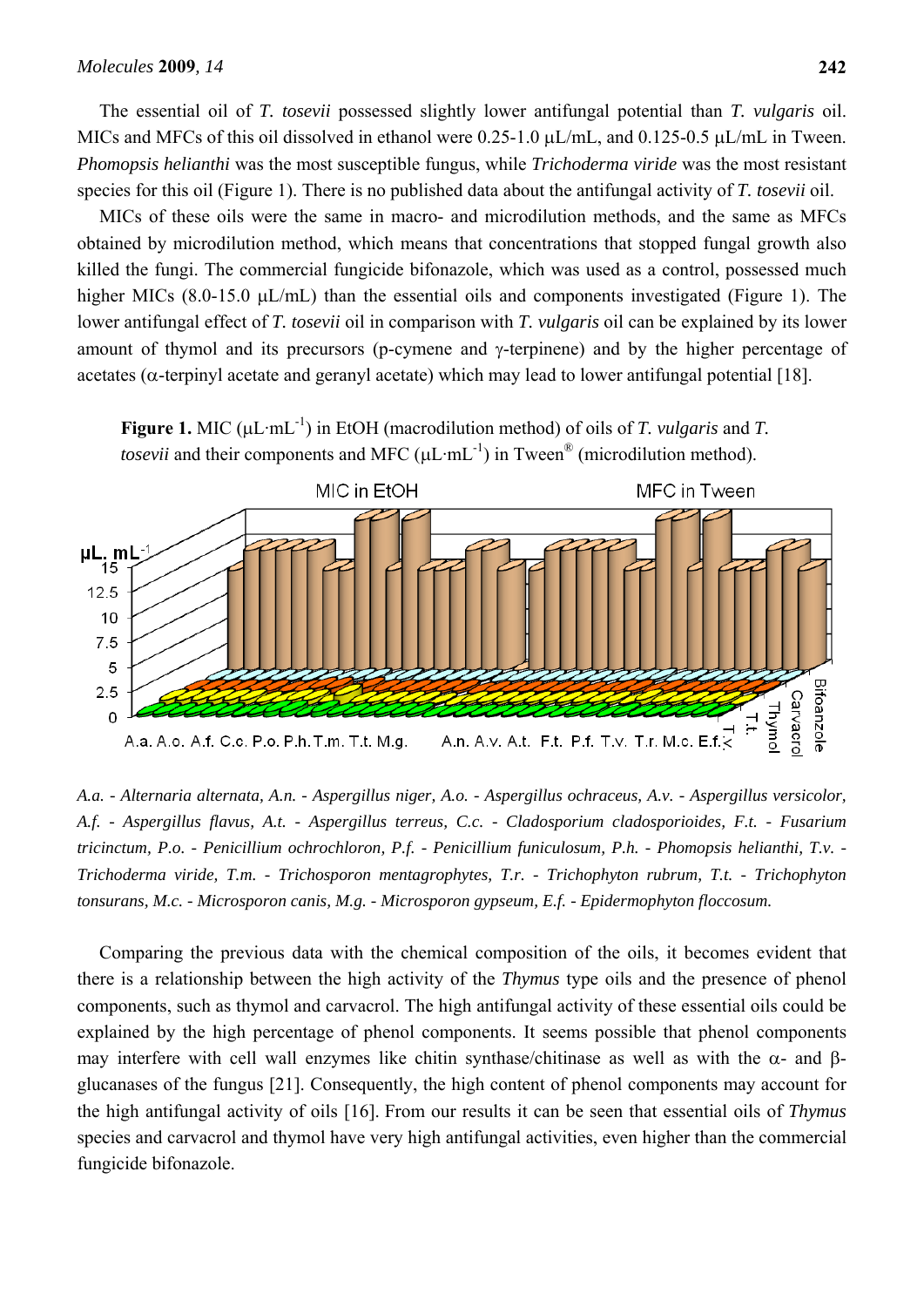The essential oil of *T. tosevii* possessed slightly lower antifungal potential than *T. vulgaris* oil. MICs and MFCs of this oil dissolved in ethanol were 0.25-1.0 μL/mL, and 0.125-0.5 μL/mL in Tween. *Phomopsis helianthi* was the most susceptible fungus, while *Trichoderma viride* was the most resistant species for this oil (Figure 1). There is no published data about the antifungal activity of *T. tosevii* oil.

MICs of these oils were the same in macro- and microdilution methods, and the same as MFCs obtained by microdilution method, which means that concentrations that stopped fungal growth also killed the fungi. The commercial fungicide bifonazole, which was used as a control, possessed much higher MICs (8.0-15.0 μL/mL) than the essential oils and components investigated (Figure 1). The lower antifungal effect of *T. tosevii* oil in comparison with *T. vulgaris* oil can be explained by its lower amount of thymol and its precursors (p-cymene and γ-terpinene) and by the higher percentage of acetates (α-terpinyl acetate and geranyl acetate) which may lead to lower antifungal potential [18].

**Figure 1.** MIC (μL·mL$^{-1}$) in EtOH (macrodilution method) of oils of *T. vulgaris* and *T. tosevii* and their components and MFC (μL·mL$^{-1}$) in Tween® (microdilution method).

MIC in EtOH

MFC in Tween

μL. mL$^{-1}$

15

12.5

10

7.5

5

2.5

0

A.a. A.o. A.f. C.c. P.o. P.h. T.m. T.t. M.g.

A.n. A.v. A.t. F.t. P.f. T.v. T.r. M.c. E.f.

T.v.

T.t.

Thymol

Carvacrol

Bifoanzole

*A.a. - Alternaria alternata, A.n. - Aspergillus niger, A.o. - Aspergillus ochraceus, A.v. - Aspergillus versicolor, A.f. - Aspergillus flavus, A.t. - Aspergillus terreus, C.c. - Cladosporium cladosporioides, F.t. - Fusarium tricinctum, P.o. - Penicillium ochrochloron, P.f. - Penicillium funiculosum, P.h. - Phomopsis helianthi, T.v. - Trichoderma viride, T.m. - Trichosporon mentagrophytes, T.r. - Trichophyton rubrum, T.t. - Trichophyton tonsurans, M.c. - Microsporon canis, M.g. - Microsporon gypseum, E.f. - Epidermophyton floccosum.*

Comparing the previous data with the chemical composition of the oils, it becomes evident that there is a relationship between the high activity of the *Thymus* type oils and the presence of phenol components, such as thymol and carvacrol. The high antifungal activity of these essential oils could be explained by the high percentage of phenol components. It seems possible that phenol components may interfere with cell wall enzymes like chitin synthase/chitinase as well as with the α- and β-glucanases of the fungus [21]. Consequently, the high content of phenol components may account for the high antifungal activity of oils [16]. From our results it can be seen that essential oils of *Thymus* species and carvacrol and thymol have very high antifungal activities, even higher than the commercial fungicide bifonazole.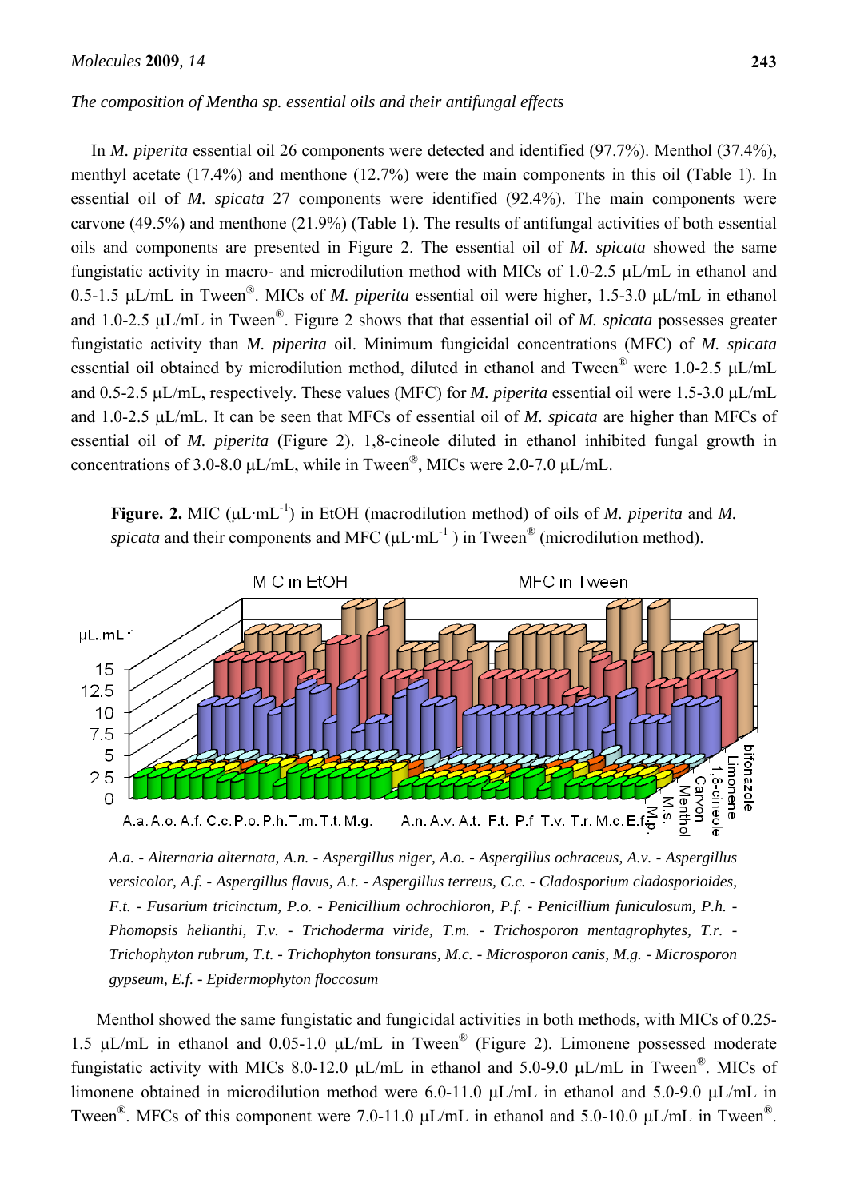*The composition of Mentha sp. essential oils and their antifungal effects*

In *M. piperita* essential oil 26 components were detected and identified (97.7%). Menthol (37.4%), menthyl acetate (17.4%) and menthone (12.7%) were the main components in this oil (Table 1). In essential oil of *M. spicata* 27 components were identified (92.4%). The main components were carvone (49.5%) and menthone (21.9%) (Table 1). The results of antifungal activities of both essential oils and components are presented in Figure 2. The essential oil of *M. spicata* showed the same fungistatic activity in macro- and microdilution method with MICs of 1.0-2.5 μL/mL in ethanol and 0.5-1.5 μL/mL in Tween®. MICs of *M. piperita* essential oil were higher, 1.5-3.0 μL/mL in ethanol and 1.0-2.5 μL/mL in Tween®. Figure 2 shows that that essential oil of *M. spicata* possesses greater fungistatic activity than *M. piperita* oil. Minimum fungicidal concentrations (MFC) of *M. spicata* essential oil obtained by microdilution method, diluted in ethanol and Tween® were 1.0-2.5 μL/mL and 0.5-2.5 μL/mL, respectively. These values (MFC) for *M. piperita* essential oil were 1.5-3.0 μL/mL and 1.0-2.5 μL/mL. It can be seen that MFCs of essential oil of *M. spicata* are higher than MFCs of essential oil of *M. piperita* (Figure 2). 1,8-cineole diluted in ethanol inhibited fungal growth in concentrations of 3.0-8.0 μL/mL, while in Tween®, MICs were 2.0-7.0 μL/mL.

**Figure. 2.** MIC ($\mu L \cdot mL^{-1}$) in EtOH (macrodilution method) of oils of *M. piperita* and *M. spicata* and their components and MFC ($\mu L \cdot mL^{-1}$) in Tween® (microdilution method).

*A.a. - Alternaria alternata, A.n. - Aspergillus niger, A.o. - Aspergillus ochraceus, A.v. - Aspergillus versicolor, A.f. - Aspergillus flavus, A.t. - Aspergillus terreus, C.c. - Cladosporium cladosporioides, F.t. - Fusarium tricinctum, P.o. - Penicillium ochrochloron, P.f. - Penicillium funiculosum, P.h. - Phomopsis helianthi, T.v. - Trichoderma viride, T.m. - Trichosporon mentagrophytes, T.r. - Trichophyton rubrum, T.t. - Trichophyton tonsurans, M.c. - Microsporon canis, M.g. - Microsporon gypseum, E.f. - Epidermophyton floccosum*

Menthol showed the same fungistatic and fungicidal activities in both methods, with MICs of 0.25-1.5 μL/mL in ethanol and 0.05-1.0 μL/mL in Tween® (Figure 2). Limonene possessed moderate fungistatic activity with MICs 8.0-12.0 μL/mL in ethanol and 5.0-9.0 μL/mL in Tween®. MICs of limonene obtained in microdilution method were 6.0-11.0 μL/mL in ethanol and 5.0-9.0 μL/mL in Tween®. MFCs of this component were 7.0-11.0 μL/mL in ethanol and 5.0-10.0 μL/mL in Tween®.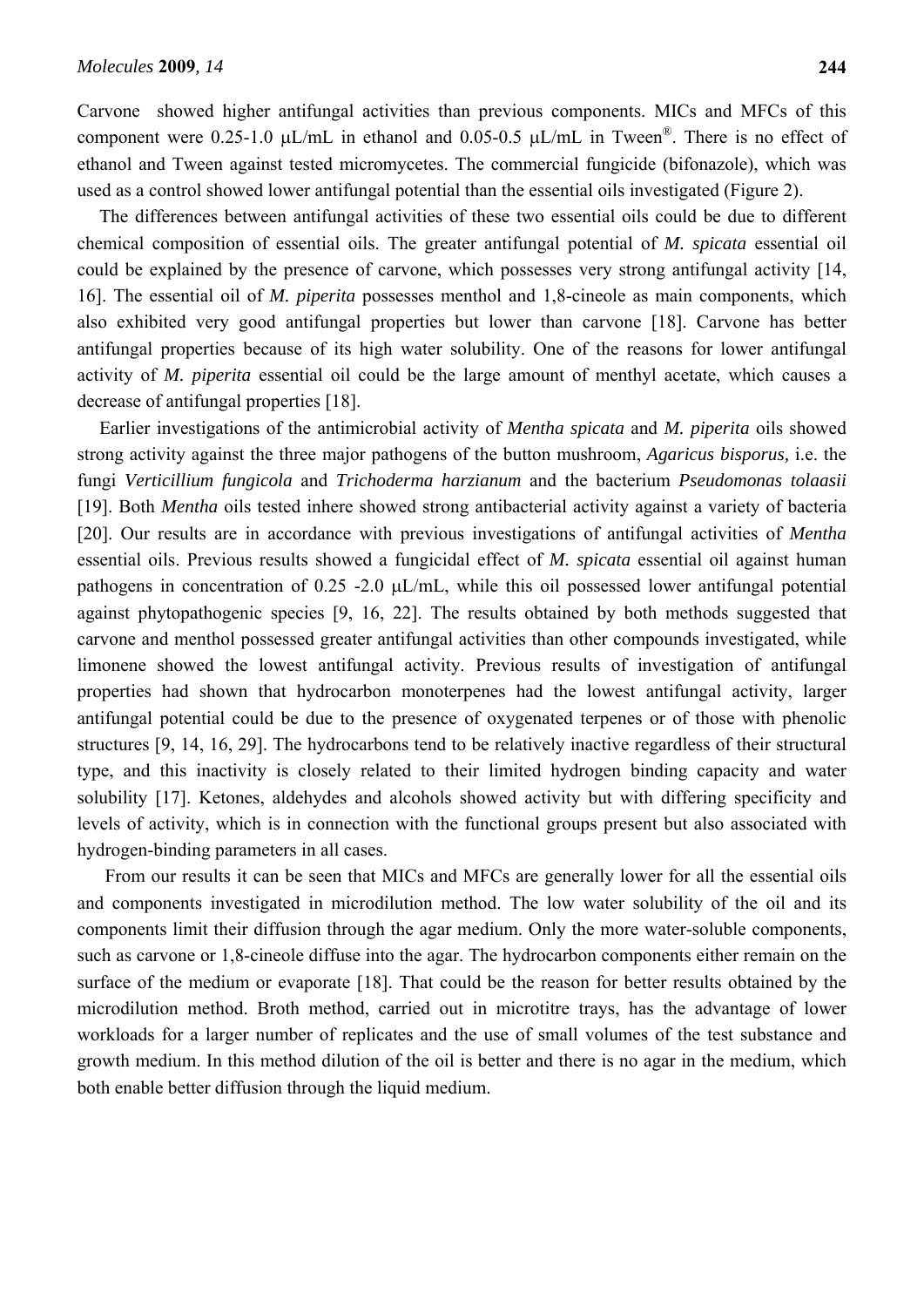Carvone showed higher antifungal activities than previous components. MICs and MFCs of this component were 0.25-1.0 μL/mL in ethanol and 0.05-0.5 μL/mL in Tween®. There is no effect of ethanol and Tween against tested micromycetes. The commercial fungicide (bifonazole), which was used as a control showed lower antifungal potential than the essential oils investigated (Figure 2).

The differences between antifungal activities of these two essential oils could be due to different chemical composition of essential oils. The greater antifungal potential of *M. spicata* essential oil could be explained by the presence of carvone, which possesses very strong antifungal activity [14, 16]. The essential oil of *M. piperita* possesses menthol and 1,8-cineole as main components, which also exhibited very good antifungal properties but lower than carvone [18]. Carvone has better antifungal properties because of its high water solubility. One of the reasons for lower antifungal activity of *M. piperita* essential oil could be the large amount of menthyl acetate, which causes a decrease of antifungal properties [18].

Earlier investigations of the antimicrobial activity of *Mentha spicata* and *M. piperita* oils showed strong activity against the three major pathogens of the button mushroom, *Agaricus bisporus,* i.e. the fungi *Verticillium fungicola* and *Trichoderma harzianum* and the bacterium *Pseudomonas tolaasii* [19]. Both *Mentha* oils tested inhere showed strong antibacterial activity against a variety of bacteria [20]. Our results are in accordance with previous investigations of antifungal activities of *Mentha* essential oils. Previous results showed a fungicidal effect of *M. spicata* essential oil against human pathogens in concentration of 0.25 -2.0 μL/mL, while this oil possessed lower antifungal potential against phytopathogenic species [9, 16, 22]. The results obtained by both methods suggested that carvone and menthol possessed greater antifungal activities than other compounds investigated, while limonene showed the lowest antifungal activity. Previous results of investigation of antifungal properties had shown that hydrocarbon monoterpenes had the lowest antifungal activity, larger antifungal potential could be due to the presence of oxygenated terpenes or of those with phenolic structures [9, 14, 16, 29]. The hydrocarbons tend to be relatively inactive regardless of their structural type, and this inactivity is closely related to their limited hydrogen binding capacity and water solubility [17]. Ketones, aldehydes and alcohols showed activity but with differing specificity and levels of activity, which is in connection with the functional groups present but also associated with hydrogen-binding parameters in all cases.

From our results it can be seen that MICs and MFCs are generally lower for all the essential oils and components investigated in microdilution method. The low water solubility of the oil and its components limit their diffusion through the agar medium. Only the more water-soluble components, such as carvone or 1,8-cineole diffuse into the agar. The hydrocarbon components either remain on the surface of the medium or evaporate [18]. That could be the reason for better results obtained by the microdilution method. Broth method, carried out in microtitre trays, has the advantage of lower workloads for a larger number of replicates and the use of small volumes of the test substance and growth medium. In this method dilution of the oil is better and there is no agar in the medium, which both enable better diffusion through the liquid medium.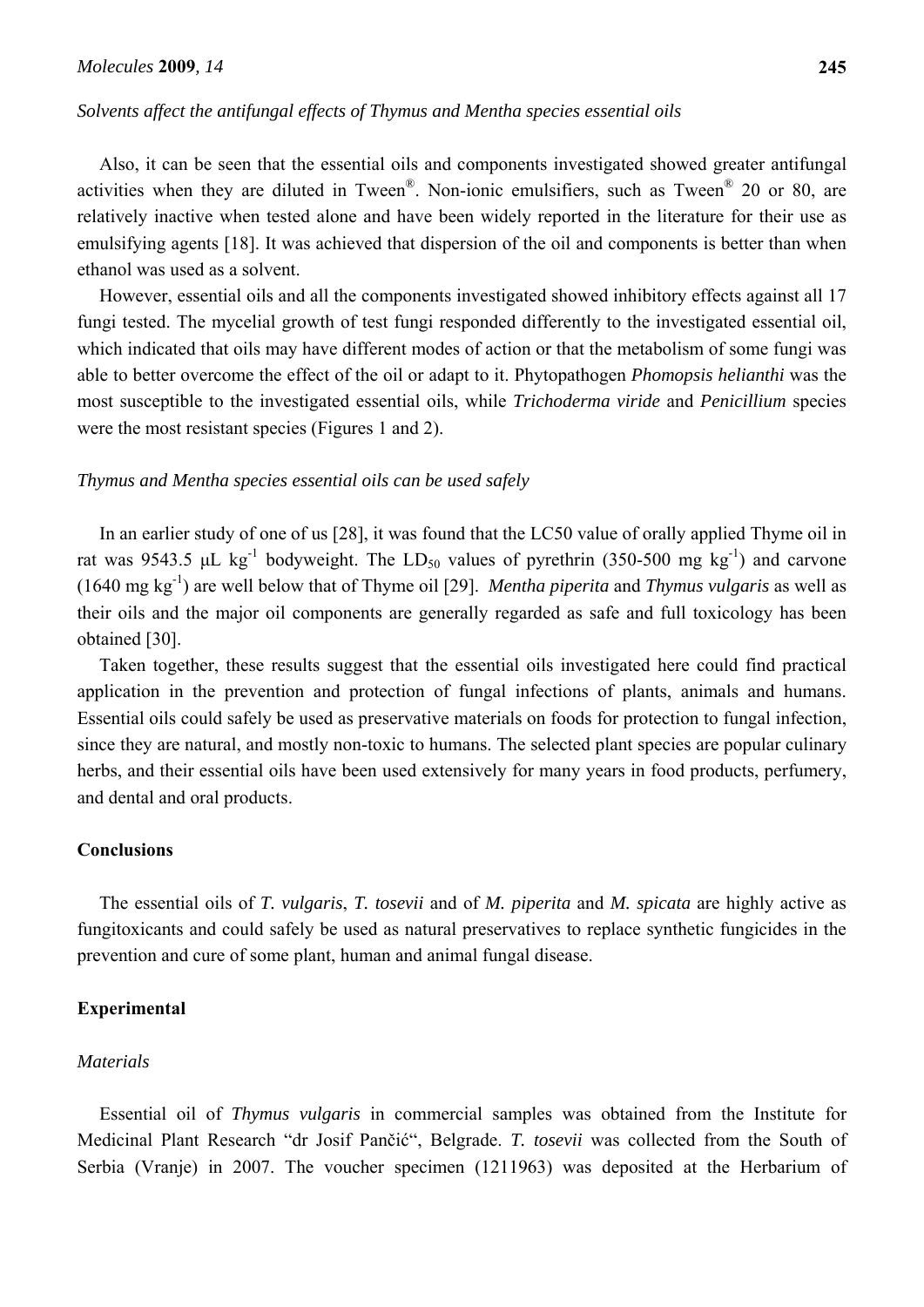*Solvents affect the antifungal effects of Thymus and Mentha species essential oils*

Also, it can be seen that the essential oils and components investigated showed greater antifungal activities when they are diluted in Tween®. Non-ionic emulsifiers, such as Tween® 20 or 80, are relatively inactive when tested alone and have been widely reported in the literature for their use as emulsifying agents [18]. It was achieved that dispersion of the oil and components is better than when ethanol was used as a solvent.

However, essential oils and all the components investigated showed inhibitory effects against all 17 fungi tested. The mycelial growth of test fungi responded differently to the investigated essential oil, which indicated that oils may have different modes of action or that the metabolism of some fungi was able to better overcome the effect of the oil or adapt to it. Phytopathogen *Phomopsis helianthi* was the most susceptible to the investigated essential oils, while *Trichoderma viride* and *Penicillium* species were the most resistant species (Figures 1 and 2).

*Thymus and Mentha species essential oils can be used safely*

In an earlier study of one of us [28], it was found that the LC50 value of orally applied Thyme oil in rat was 9543.5 μL $kg^{-1}$ bodyweight. The $LD_{50}$ values of pyrethrin (350-500 mg $kg^{-1}$) and carvone (1640 mg $kg^{-1}$) are well below that of Thyme oil [29]. *Mentha piperita* and *Thymus vulgaris* as well as their oils and the major oil components are generally regarded as safe and full toxicology has been obtained [30].

Taken together, these results suggest that the essential oils investigated here could find practical application in the prevention and protection of fungal infections of plants, animals and humans. Essential oils could safely be used as preservative materials on foods for protection to fungal infection, since they are natural, and mostly non-toxic to humans. The selected plant species are popular culinary herbs, and their essential oils have been used extensively for many years in food products, perfumery, and dental and oral products.

## Conclusions

The essential oils of *T. vulgaris*, *T. tosevii* and of *M. piperita* and *M. spicata* are highly active as fungitoxicants and could safely be used as natural preservatives to replace synthetic fungicides in the prevention and cure of some plant, human and animal fungal disease.

## Experimental

*Materials*

Essential oil of *Thymus vulgaris* in commercial samples was obtained from the Institute for Medicinal Plant Research "dr Josif Pančić", Belgrade. *T. tosevii* was collected from the South of Serbia (Vranje) in 2007. The voucher specimen (1211963) was deposited at the Herbarium of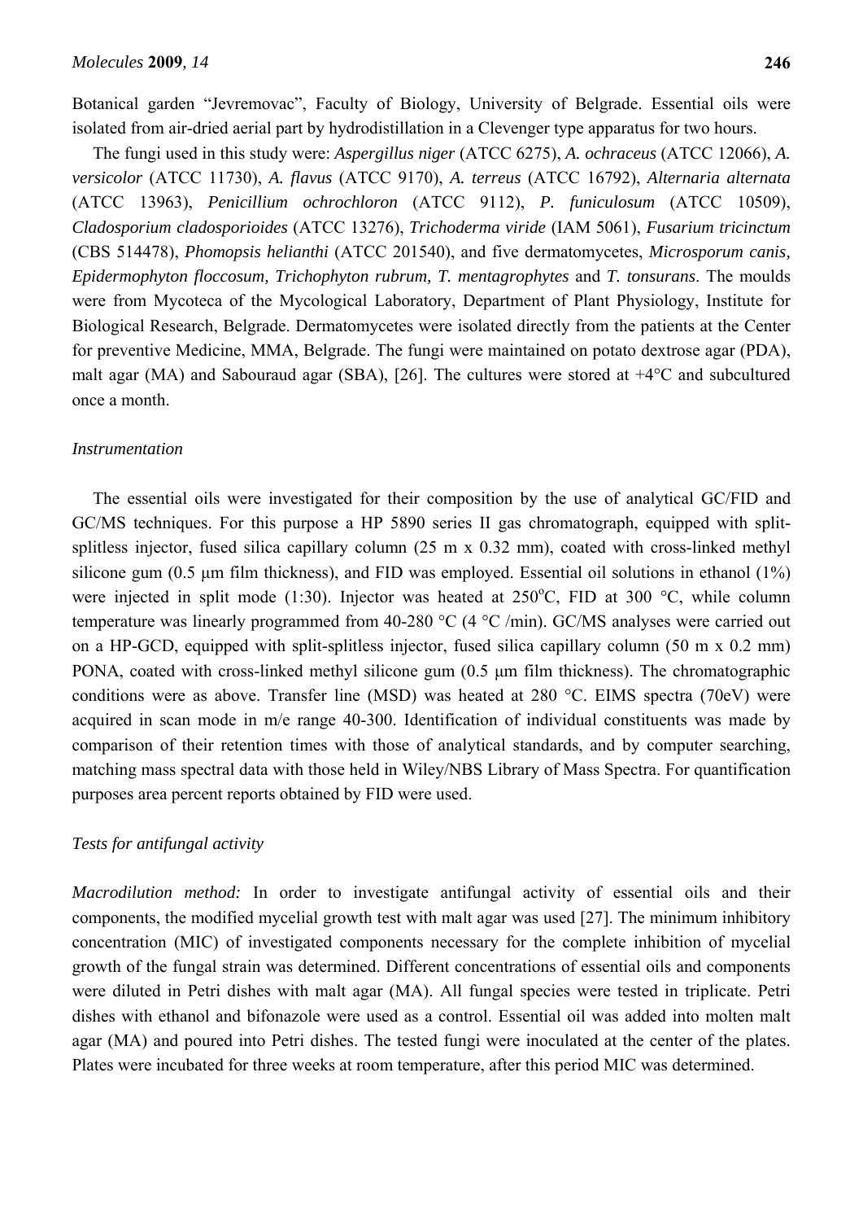Botanical garden "Jevremovac", Faculty of Biology, University of Belgrade. Essential oils were isolated from air-dried aerial part by hydrodistillation in a Clevenger type apparatus for two hours.

The fungi used in this study were: *Aspergillus niger* (ATCC 6275), *A. ochraceus* (ATCC 12066), *A. versicolor* (ATCC 11730), *A. flavus* (ATCC 9170), *A. terreus* (ATCC 16792), *Alternaria alternata* (ATCC 13963), *Penicillium ochrochloron* (ATCC 9112), *P. funiculosum* (ATCC 10509), *Cladosporium cladosporioides* (ATCC 13276), *Trichoderma viride* (IAM 5061), *Fusarium tricinctum* (CBS 514478), *Phomopsis helianthi* (ATCC 201540), and five dermatomycetes, *Microsporum canis, Epidermophyton floccosum, Trichophyton rubrum, T. mentagrophytes* and *T. tonsurans*. The moulds were from Mycoteca of the Mycological Laboratory, Department of Plant Physiology, Institute for Biological Research, Belgrade. Dermatomycetes were isolated directly from the patients at the Center for preventive Medicine, MMA, Belgrade. The fungi were maintained on potato dextrose agar (PDA), malt agar (MA) and Sabouraud agar (SBA), [26]. The cultures were stored at +4°C and subcultured once a month.

### *Instrumentation*

The essential oils were investigated for their composition by the use of analytical GC/FID and GC/MS techniques. For this purpose a HP 5890 series II gas chromatograph, equipped with split-splitless injector, fused silica capillary column (25 m x 0.32 mm), coated with cross-linked methyl silicone gum (0.5 μm film thickness), and FID was employed. Essential oil solutions in ethanol (1%) were injected in split mode (1:30). Injector was heated at 250°C, FID at 300 °C, while column temperature was linearly programmed from 40-280 °C (4 °C /min). GC/MS analyses were carried out on a HP-GCD, equipped with split-splitless injector, fused silica capillary column (50 m x 0.2 mm) PONA, coated with cross-linked methyl silicone gum (0.5 μm film thickness). The chromatographic conditions were as above. Transfer line (MSD) was heated at 280 °C. EIMS spectra (70eV) were acquired in scan mode in m/e range 40-300. Identification of individual constituents was made by comparison of their retention times with those of analytical standards, and by computer searching, matching mass spectral data with those held in Wiley/NBS Library of Mass Spectra. For quantification purposes area percent reports obtained by FID were used.

### *Tests for antifungal activity*

*Macrodilution method:* In order to investigate antifungal activity of essential oils and their components, the modified mycelial growth test with malt agar was used [27]. The minimum inhibitory concentration (MIC) of investigated components necessary for the complete inhibition of mycelial growth of the fungal strain was determined. Different concentrations of essential oils and components were diluted in Petri dishes with malt agar (MA). All fungal species were tested in triplicate. Petri dishes with ethanol and bifonazole were used as a control. Essential oil was added into molten malt agar (MA) and poured into Petri dishes. The tested fungi were inoculated at the center of the plates. Plates were incubated for three weeks at room temperature, after this period MIC was determined.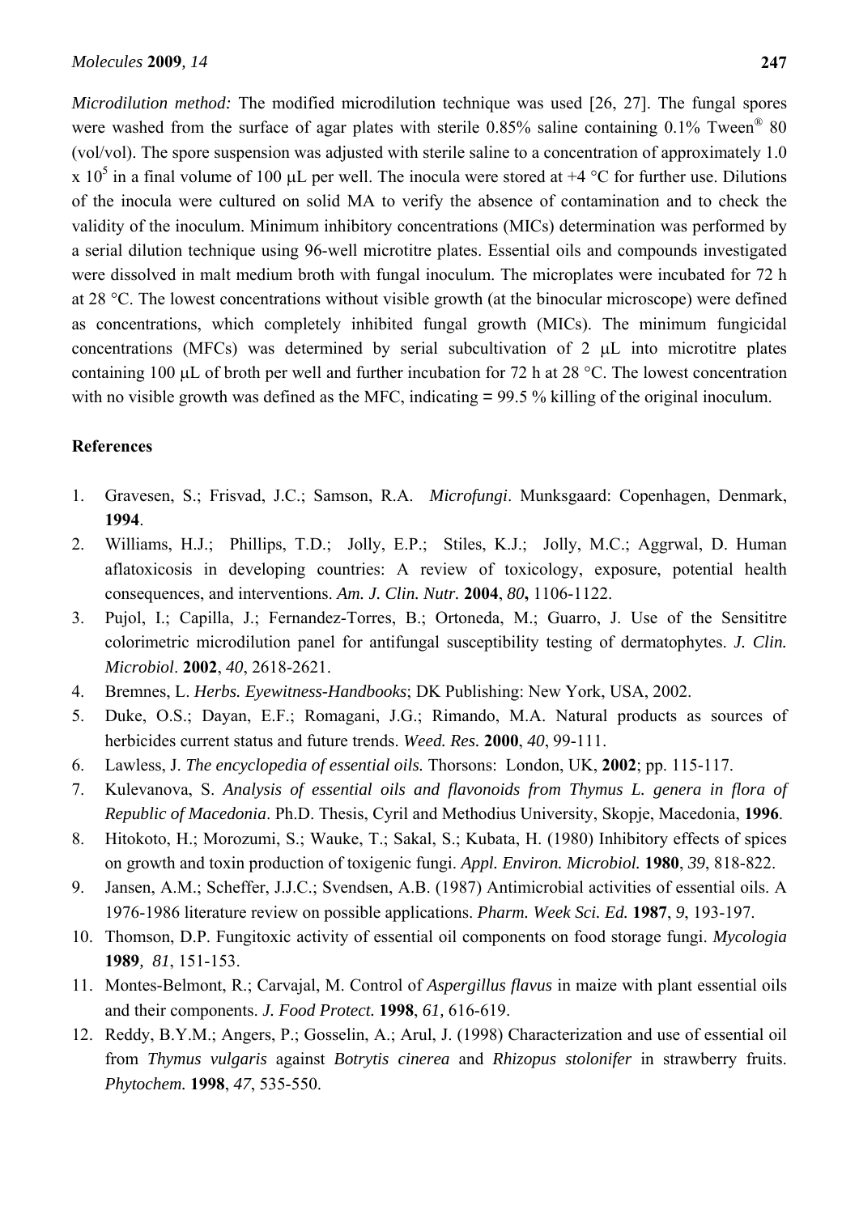*Microdilution method:* The modified microdilution technique was used [26, 27]. The fungal spores were washed from the surface of agar plates with sterile 0.85% saline containing 0.1% Tween® 80 (vol/vol). The spore suspension was adjusted with sterile saline to a concentration of approximately 1.0 x $10^5$ in a final volume of 100 μL per well. The inocula were stored at +4 °C for further use. Dilutions of the inocula were cultured on solid MA to verify the absence of contamination and to check the validity of the inoculum. Minimum inhibitory concentrations (MICs) determination was performed by a serial dilution technique using 96-well microtitre plates. Essential oils and compounds investigated were dissolved in malt medium broth with fungal inoculum. The microplates were incubated for 72 h at 28 °C. The lowest concentrations without visible growth (at the binocular microscope) were defined as concentrations, which completely inhibited fungal growth (MICs). The minimum fungicidal concentrations (MFCs) was determined by serial subcultivation of 2 μL into microtitre plates containing 100 μL of broth per well and further incubation for 72 h at 28 °C. The lowest concentration with no visible growth was defined as the MFC, indicating = 99.5 % killing of the original inoculum.

## References

1. Gravesen, S.; Frisvad, J.C.; Samson, R.A. *Microfungi*. Munksgaard: Copenhagen, Denmark, **1994**.
2. Williams, H.J.; Phillips, T.D.; Jolly, E.P.; Stiles, K.J.; Jolly, M.C.; Aggrwal, D. Human aflatoxicosis in developing countries: A review of toxicology, exposure, potential health consequences, and interventions. *Am. J. Clin. Nutr.* **2004**, *80***,** 1106-1122.
3. Pujol, I.; Capilla, J.; Fernandez-Torres, B.; Ortoneda, M.; Guarro, J. Use of the Sensititre colorimetric microdilution panel for antifungal susceptibility testing of dermatophytes. *J. Clin. Microbiol*. **2002**, *40*, 2618-2621.
4. Bremnes, L. *Herbs. Eyewitness-Handbooks*; DK Publishing: New York, USA, 2002.
5. Duke, O.S.; Dayan, E.F.; Romagani, J.G.; Rimando, M.A. Natural products as sources of herbicides current status and future trends. *Weed. Res.* **2000**, *40*, 99-111.
6. Lawless, J. *The encyclopedia of essential oils.* Thorsons: London, UK, **2002**; pp. 115-117.
7. Kulevanova, S. *Analysis of essential oils and flavonoids from Thymus L. genera in flora of Republic of Macedonia*. Ph.D. Thesis, Cyril and Methodius University, Skopje, Macedonia, **1996**.
8. Hitokoto, H.; Morozumi, S.; Wauke, T.; Sakal, S.; Kubata, H. (1980) Inhibitory effects of spices on growth and toxin production of toxigenic fungi. *Appl. Environ. Microbiol.* **1980**, *39*, 818-822.
9. Jansen, A.M.; Scheffer, J.J.C.; Svendsen, A.B. (1987) Antimicrobial activities of essential oils. A 1976-1986 literature review on possible applications. *Pharm. Week Sci. Ed.* **1987**, *9*, 193-197.
10. Thomson, D.P. Fungitoxic activity of essential oil components on food storage fungi. *Mycologia* **1989**, *81*, 151-153.
11. Montes-Belmont, R.; Carvajal, M. Control of *Aspergillus flavus* in maize with plant essential oils and their components. *J. Food Protect.* **1998**, *61,* 616-619.
12. Reddy, B.Y.M.; Angers, P.; Gosselin, A.; Arul, J. (1998) Characterization and use of essential oil from *Thymus vulgaris* against *Botrytis cinerea* and *Rhizopus stolonifer* in strawberry fruits. *Phytochem.* **1998**, *47*, 535-550.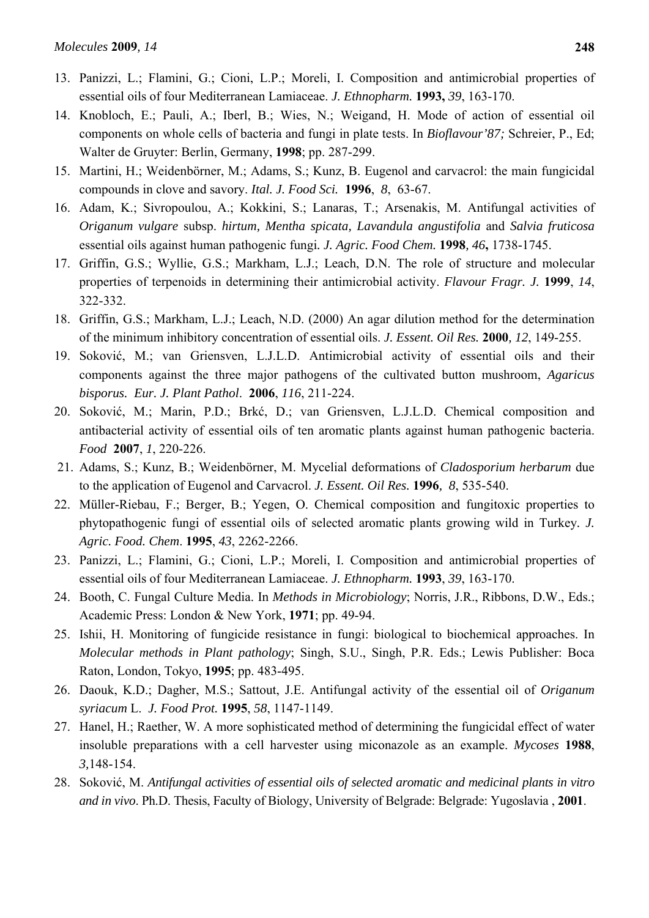13. Panizzi, L.; Flamini, G.; Cioni, L.P.; Moreli, I. Composition and antimicrobial properties of essential oils of four Mediterranean Lamiaceae. *J. Ethnopharm.* **1993,** *39*, 163-170.
14. Knobloch, E.; Pauli, A.; Iberl, B.; Wies, N.; Weigand, H. Mode of action of essential oil components on whole cells of bacteria and fungi in plate tests. In *Bioflavour'87;* Schreier, P., Ed; Walter de Gruyter: Berlin, Germany, **1998**; pp. 287-299.
15. Martini, H.; Weidenbörner, M.; Adams, S.; Kunz, B. Eugenol and carvacrol: the main fungicidal compounds in clove and savory. *Ital. J. Food Sci.* **1996**, *8*, 63-67.
16. Adam, K.; Sivropoulou, A.; Kokkini, S.; Lanaras, T.; Arsenakis, M. Antifungal activities of *Origanum vulgare* subsp. *hirtum, Mentha spicata, Lavandula angustifolia* and *Salvia fruticosa* essential oils against human pathogenic fungi. *J. Agric. Food Chem.* **1998***, 46***,** 1738-1745.
17. Griffin, G.S.; Wyllie, G.S.; Markham, L.J.; Leach, D.N. The role of structure and molecular properties of terpenoids in determining their antimicrobial activity. *Flavour Fragr. J.* **1999**, *14*, 322-332.
18. Griffin, G.S.; Markham, L.J.; Leach, N.D. (2000) An agar dilution method for the determination of the minimum inhibitory concentration of essential oils. *J. Essent. Oil Res.* **2000**, *12*, 149-255.
19. Soković, M.; van Griensven, L.J.L.D. Antimicrobial activity of essential oils and their components against the three major pathogens of the cultivated button mushroom, *Agaricus bisporus*. *Eur. J. Plant Pathol*. **2006**, *116*, 211-224.
20. Soković, M.; Marin, P.D.; Brkć, D.; van Griensven, L.J.L.D. Chemical composition and antibacterial activity of essential oils of ten aromatic plants against human pathogenic bacteria. *Food* **2007**, *1*, 220-226.
21. Adams, S.; Kunz, B.; Weidenbörner, M. Mycelial deformations of *Cladosporium herbarum* due to the application of Eugenol and Carvacrol. *J. Essent. Oil Res.* **1996**, *8*, 535-540.
22. Müller-Riebau, F.; Berger, B.; Yegen, O. Chemical composition and fungitoxic properties to phytopathogenic fungi of essential oils of selected aromatic plants growing wild in Turkey. *J. Agric. Food. Chem*. **1995**, *43*, 2262-2266.
23. Panizzi, L.; Flamini, G.; Cioni, L.P.; Moreli, I. Composition and antimicrobial properties of essential oils of four Mediterranean Lamiaceae. *J. Ethnopharm.* **1993**, *39*, 163-170.
24. Booth, C. Fungal Culture Media. In *Methods in Microbiology*; Norris, J.R., Ribbons, D.W., Eds.; Academic Press: London & New York, **1971**; pp. 49-94.
25. Ishii, H. Monitoring of fungicide resistance in fungi: biological to biochemical approaches. In *Molecular methods in Plant pathology*; Singh, S.U., Singh, P.R. Eds.; Lewis Publisher: Boca Raton, London, Tokyo, **1995**; pp. 483-495.
26. Daouk, K.D.; Dagher, M.S.; Sattout, J.E. Antifungal activity of the essential oil of *Origanum syriacum* L. *J. Food Prot.* **1995**, *58*, 1147-1149.
27. Hanel, H.; Raether, W. A more sophisticated method of determining the fungicidal effect of water insoluble preparations with a cell harvester using miconazole as an example. *Mycoses* **1988**, *3*,148-154.
28. Soković, M. *Antifungal activities of essential oils of selected aromatic and medicinal plants in vitro and in vivo*. Ph.D. Thesis, Faculty of Biology, University of Belgrade: Belgrade: Yugoslavia , **2001**.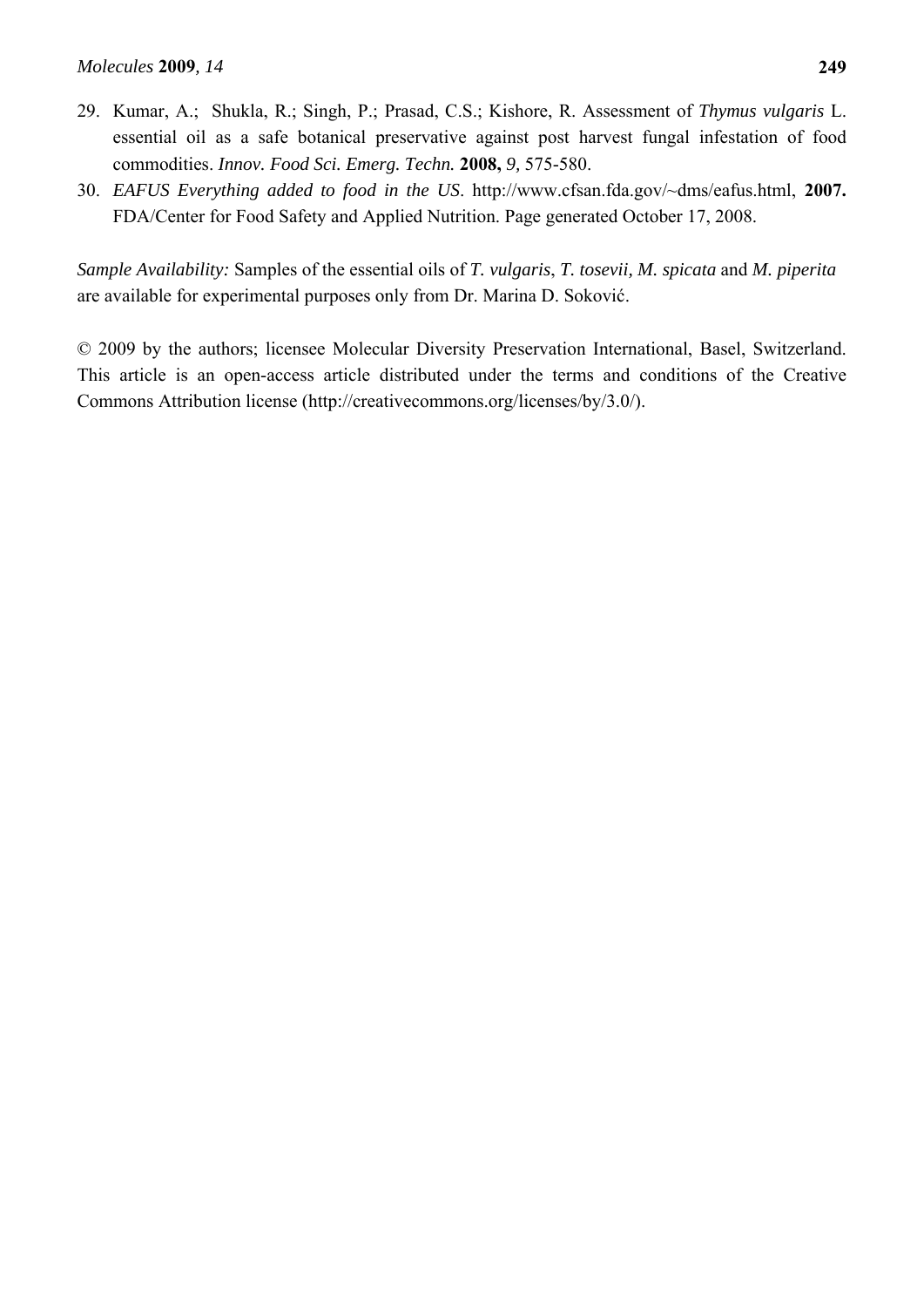29. Kumar, A.; Shukla, R.; Singh, P.; Prasad, C.S.; Kishore, R. Assessment of *Thymus vulgaris* L. essential oil as a safe botanical preservative against post harvest fungal infestation of food commodities. *Innov. Food Sci. Emerg. Techn.* **2008,** *9,* 575-580.
30. *EAFUS Everything added to food in the US*. http://www.cfsan.fda.gov/~dms/eafus.html, **2007.** FDA/Center for Food Safety and Applied Nutrition. Page generated October 17, 2008.

*Sample Availability:* Samples of the essential oils of *T. vulgaris*, *T. tosevii, M. spicata* and *M. piperita* are available for experimental purposes only from Dr. Marina D. Soković.

© 2009 by the authors; licensee Molecular Diversity Preservation International, Basel, Switzerland. This article is an open-access article distributed under the terms and conditions of the Creative Commons Attribution license (http://creativecommons.org/licenses/by/3.0/).